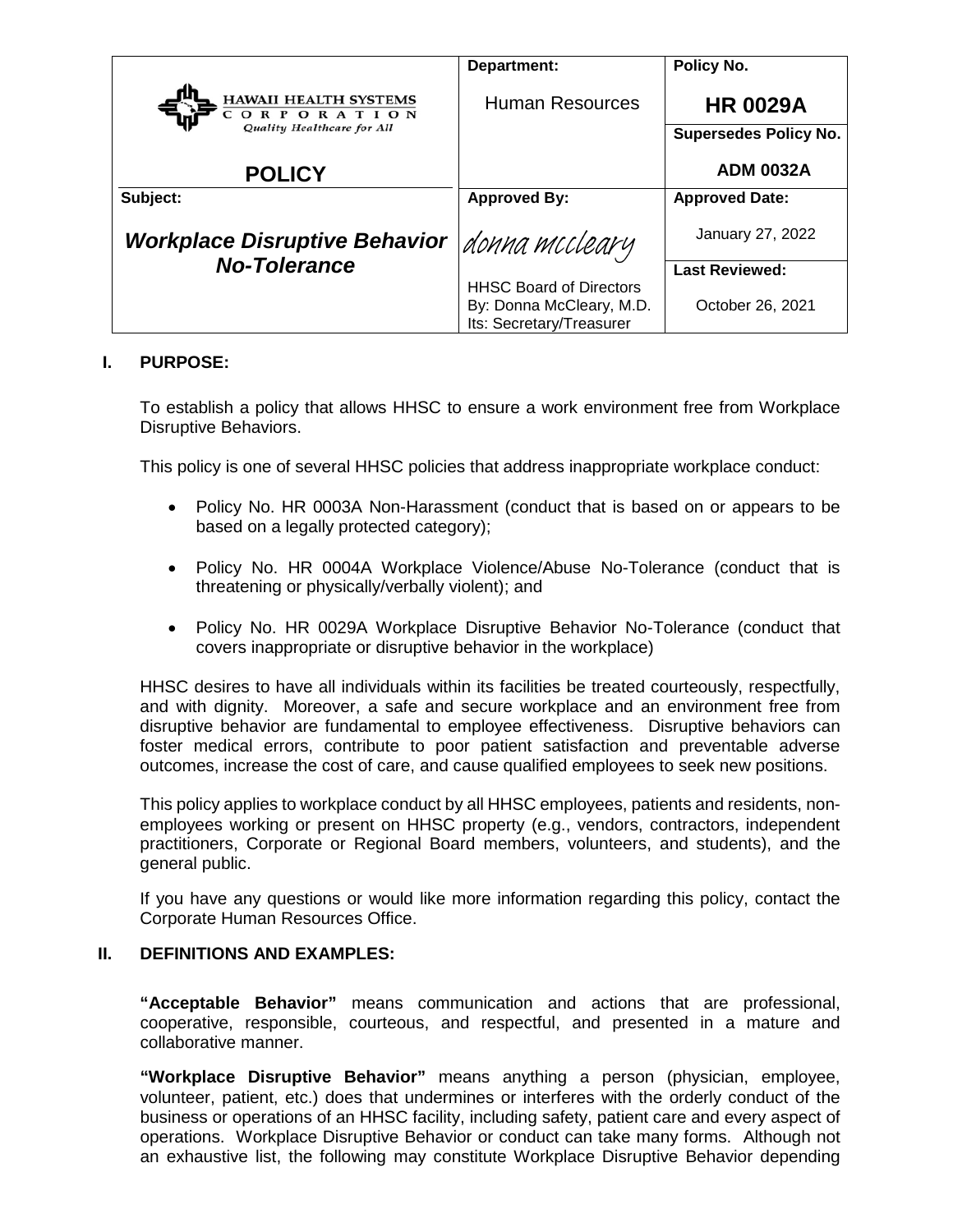| HAWAII HEALTH SYSTEMS CORPORATION *Quality Healthcare for All* | **Department:** | **Policy No.** |
|---|---|---|
| | Human Resources | **HR 0029A** |
| | | **Supersedes Policy No.** |
| **POLICY** | | **ADM 0032A** |
| **Subject:** | **Approved By:** | **Approved Date:** |
| ***Workplace Disruptive Behavior No-Tolerance*** | *donna mccleary* | January 27, 2022 |
| | | **Last Reviewed:** |
| | HHSC Board of Directors By: Donna McCleary, M.D. Its: Secretary/Treasurer | October 26, 2021 |

## I. PURPOSE:

To establish a policy that allows HHSC to ensure a work environment free from Workplace Disruptive Behaviors.

This policy is one of several HHSC policies that address inappropriate workplace conduct:

- Policy No. HR 0003A Non-Harassment (conduct that is based on or appears to be based on a legally protected category);
- Policy No. HR 0004A Workplace Violence/Abuse No-Tolerance (conduct that is threatening or physically/verbally violent); and
- Policy No. HR 0029A Workplace Disruptive Behavior No-Tolerance (conduct that covers inappropriate or disruptive behavior in the workplace)

HHSC desires to have all individuals within its facilities be treated courteously, respectfully, and with dignity. Moreover, a safe and secure workplace and an environment free from disruptive behavior are fundamental to employee effectiveness. Disruptive behaviors can foster medical errors, contribute to poor patient satisfaction and preventable adverse outcomes, increase the cost of care, and cause qualified employees to seek new positions.

This policy applies to workplace conduct by all HHSC employees, patients and residents, non-employees working or present on HHSC property (e.g., vendors, contractors, independent practitioners, Corporate or Regional Board members, volunteers, and students), and the general public.

If you have any questions or would like more information regarding this policy, contact the Corporate Human Resources Office.

## II. DEFINITIONS AND EXAMPLES:

**"Acceptable Behavior"** means communication and actions that are professional, cooperative, responsible, courteous, and respectful, and presented in a mature and collaborative manner.

**"Workplace Disruptive Behavior"** means anything a person (physician, employee, volunteer, patient, etc.) does that undermines or interferes with the orderly conduct of the business or operations of an HHSC facility, including safety, patient care and every aspect of operations. Workplace Disruptive Behavior or conduct can take many forms. Although not an exhaustive list, the following may constitute Workplace Disruptive Behavior depending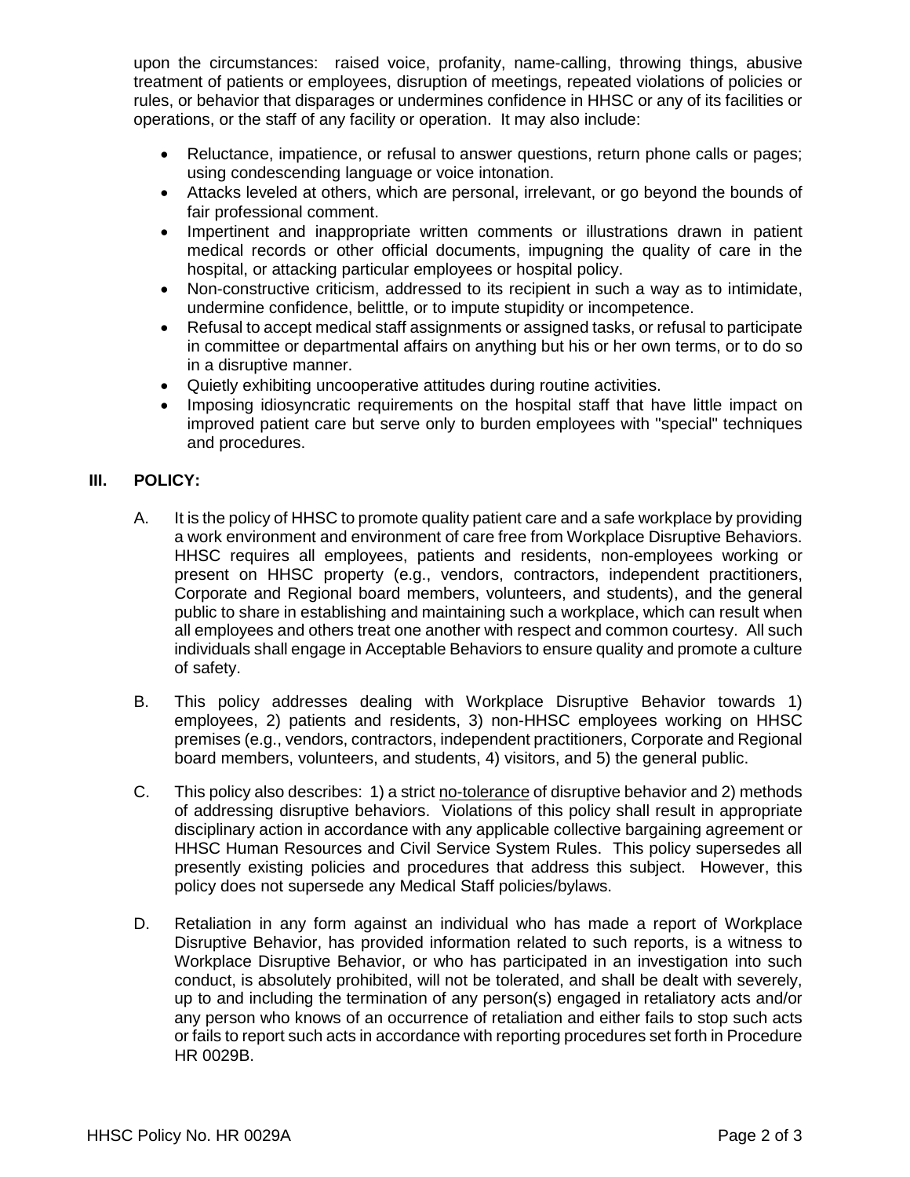upon the circumstances: raised voice, profanity, name-calling, throwing things, abusive treatment of patients or employees, disruption of meetings, repeated violations of policies or rules, or behavior that disparages or undermines confidence in HHSC or any of its facilities or operations, or the staff of any facility or operation. It may also include:

- Reluctance, impatience, or refusal to answer questions, return phone calls or pages; using condescending language or voice intonation.
- Attacks leveled at others, which are personal, irrelevant, or go beyond the bounds of fair professional comment.
- Impertinent and inappropriate written comments or illustrations drawn in patient medical records or other official documents, impugning the quality of care in the hospital, or attacking particular employees or hospital policy.
- Non-constructive criticism, addressed to its recipient in such a way as to intimidate, undermine confidence, belittle, or to impute stupidity or incompetence.
- Refusal to accept medical staff assignments or assigned tasks, or refusal to participate in committee or departmental affairs on anything but his or her own terms, or to do so in a disruptive manner.
- Quietly exhibiting uncooperative attitudes during routine activities.
- Imposing idiosyncratic requirements on the hospital staff that have little impact on improved patient care but serve only to burden employees with "special" techniques and procedures.

## III. POLICY:

A. It is the policy of HHSC to promote quality patient care and a safe workplace by providing a work environment and environment of care free from Workplace Disruptive Behaviors. HHSC requires all employees, patients and residents, non-employees working or present on HHSC property (e.g., vendors, contractors, independent practitioners, Corporate and Regional board members, volunteers, and students), and the general public to share in establishing and maintaining such a workplace, which can result when all employees and others treat one another with respect and common courtesy. All such individuals shall engage in Acceptable Behaviors to ensure quality and promote a culture of safety.

B. This policy addresses dealing with Workplace Disruptive Behavior towards 1) employees, 2) patients and residents, 3) non-HHSC employees working on HHSC premises (e.g., vendors, contractors, independent practitioners, Corporate and Regional board members, volunteers, and students, 4) visitors, and 5) the general public.

C. This policy also describes: 1) a strict no-tolerance of disruptive behavior and 2) methods of addressing disruptive behaviors. Violations of this policy shall result in appropriate disciplinary action in accordance with any applicable collective bargaining agreement or HHSC Human Resources and Civil Service System Rules. This policy supersedes all presently existing policies and procedures that address this subject. However, this policy does not supersede any Medical Staff policies/bylaws.

D. Retaliation in any form against an individual who has made a report of Workplace Disruptive Behavior, has provided information related to such reports, is a witness to Workplace Disruptive Behavior, or who has participated in an investigation into such conduct, is absolutely prohibited, will not be tolerated, and shall be dealt with severely, up to and including the termination of any person(s) engaged in retaliatory acts and/or any person who knows of an occurrence of retaliation and either fails to stop such acts or fails to report such acts in accordance with reporting procedures set forth in Procedure HR 0029B.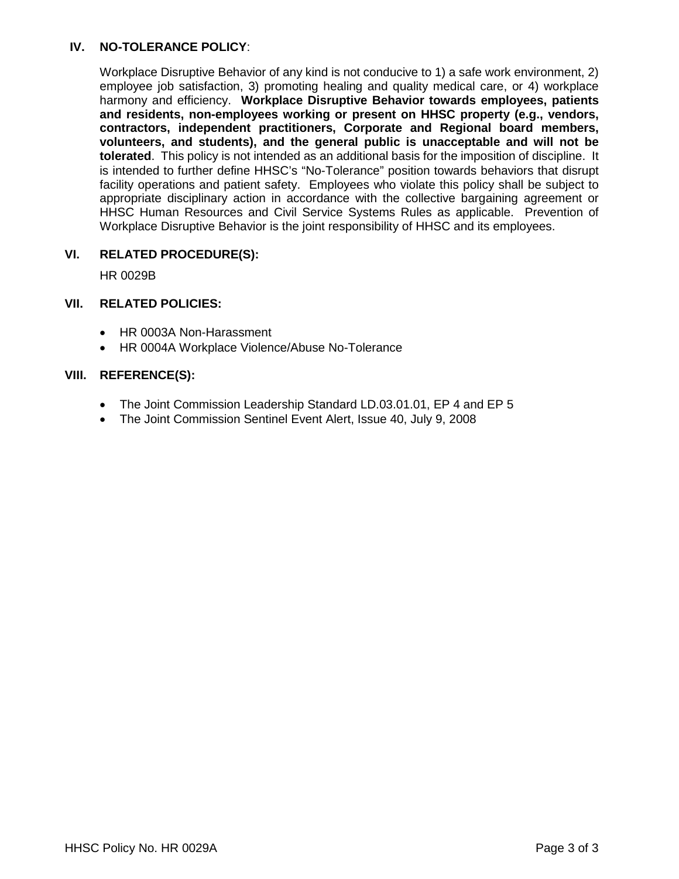## IV. NO-TOLERANCE POLICY:

Workplace Disruptive Behavior of any kind is not conducive to 1) a safe work environment, 2) employee job satisfaction, 3) promoting healing and quality medical care, or 4) workplace harmony and efficiency. **Workplace Disruptive Behavior towards employees, patients and residents, non-employees working or present on HHSC property (e.g., vendors, contractors, independent practitioners, Corporate and Regional board members, volunteers, and students), and the general public is unacceptable and will not be tolerated**. This policy is not intended as an additional basis for the imposition of discipline. It is intended to further define HHSC's "No-Tolerance" position towards behaviors that disrupt facility operations and patient safety. Employees who violate this policy shall be subject to appropriate disciplinary action in accordance with the collective bargaining agreement or HHSC Human Resources and Civil Service Systems Rules as applicable. Prevention of Workplace Disruptive Behavior is the joint responsibility of HHSC and its employees.

## VI. RELATED PROCEDURE(S):

HR 0029B

## VII. RELATED POLICIES:

- HR 0003A Non-Harassment
- HR 0004A Workplace Violence/Abuse No-Tolerance

## VIII. REFERENCE(S):

- The Joint Commission Leadership Standard LD.03.01.01, EP 4 and EP 5
- The Joint Commission Sentinel Event Alert, Issue 40, July 9, 2008